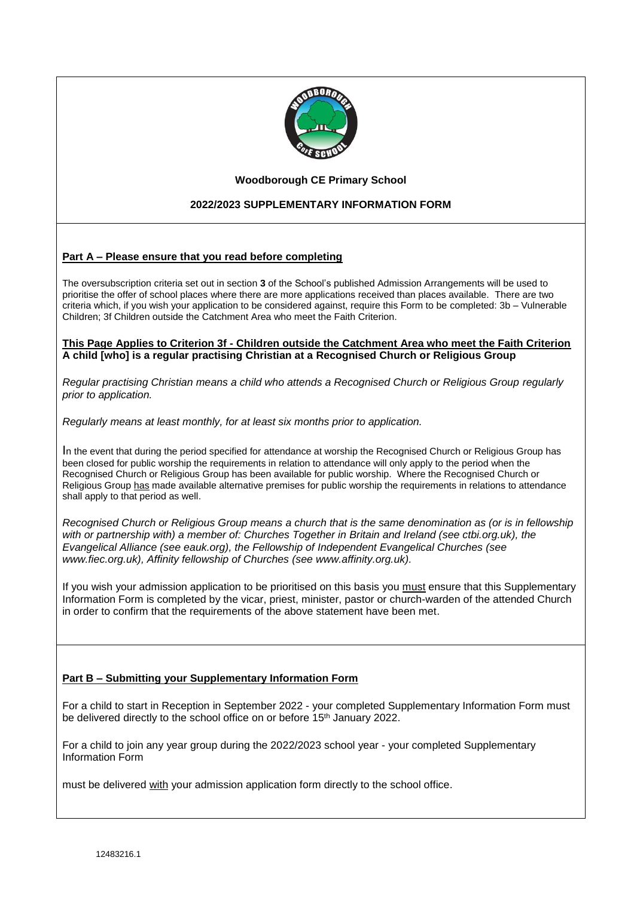**Woodborough CE Primary School**

**2022/2023 SUPPLEMENTARY INFORMATION FORM**

## Part A – Please ensure that you read before completing

The oversubscription criteria set out in section **3** of the School's published Admission Arrangements will be used to prioritise the offer of school places where there are more applications received than places available. There are two criteria which, if you wish your application to be considered against, require this Form to be completed: 3b – Vulnerable Children; 3f Children outside the Catchment Area who meet the Faith Criterion.

**This Page Applies to Criterion 3f - Children outside the Catchment Area who meet the Faith Criterion**
**A child [who] is a regular practising Christian at a Recognised Church or Religious Group**

*Regular practising Christian means a child who attends a Recognised Church or Religious Group regularly prior to application.*

*Regularly means at least monthly, for at least six months prior to application.*

In the event that during the period specified for attendance at worship the Recognised Church or Religious Group has been closed for public worship the requirements in relation to attendance will only apply to the period when the Recognised Church or Religious Group has been available for public worship. Where the Recognised Church or Religious Group has made available alternative premises for public worship the requirements in relations to attendance shall apply to that period as well.

*Recognised Church or Religious Group means a church that is the same denomination as (or is in fellowship with or partnership with) a member of: Churches Together in Britain and Ireland (see ctbi.org.uk), the Evangelical Alliance (see eauk.org), the Fellowship of Independent Evangelical Churches (see www.fiec.org.uk), Affinity fellowship of Churches (see www.affinity.org.uk).*

If you wish your admission application to be prioritised on this basis you must ensure that this Supplementary Information Form is completed by the vicar, priest, minister, pastor or church-warden of the attended Church in order to confirm that the requirements of the above statement have been met.

## Part B – Submitting your Supplementary Information Form

For a child to start in Reception in September 2022 - your completed Supplementary Information Form must be delivered directly to the school office on or before 15th January 2022.

For a child to join any year group during the 2022/2023 school year - your completed Supplementary Information Form

must be delivered with your admission application form directly to the school office.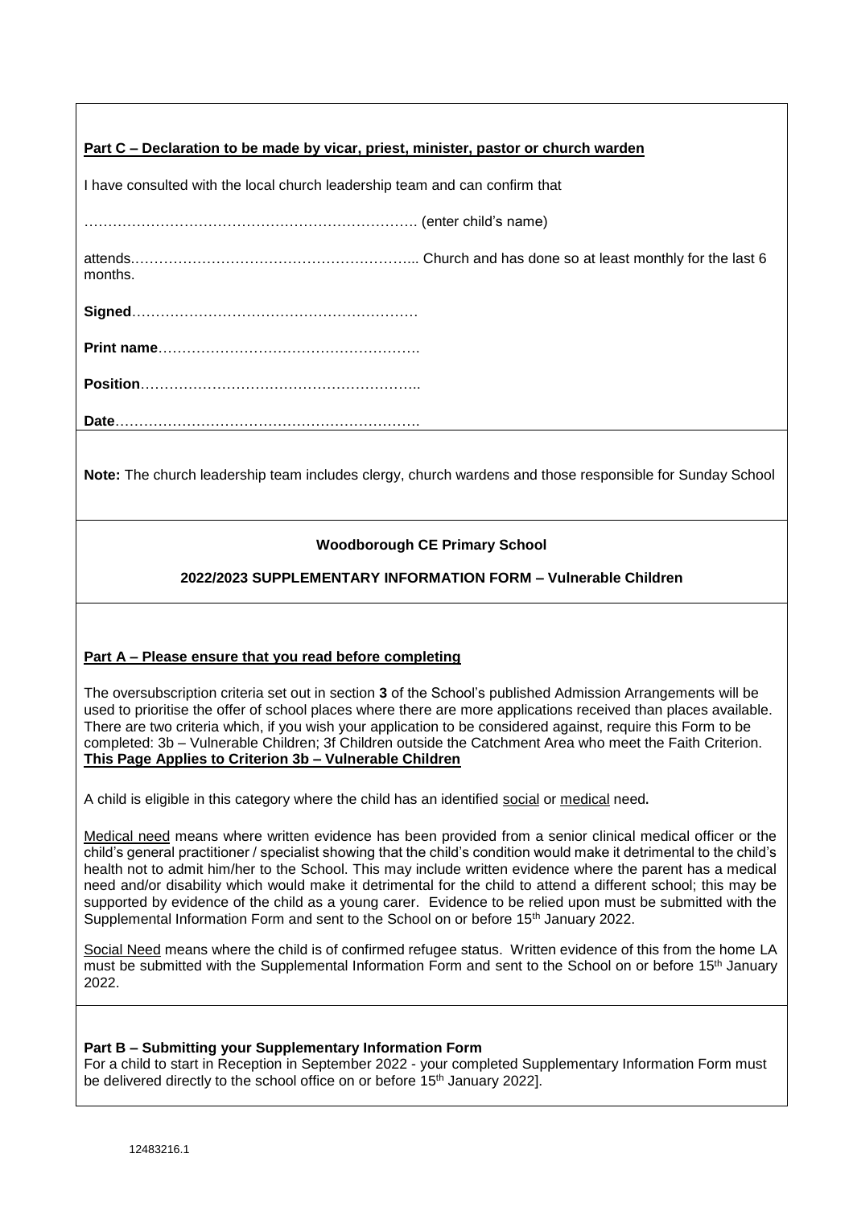**Part C – Declaration to be made by vicar, priest, minister, pastor or church warden**

I have consulted with the local church leadership team and can confirm that

……………………………………………………………. (enter child's name)

attends…………………………………………………... Church and has done so at least monthly for the last 6 months.

**Signed**……………………………………………………

**Print name**……………………………………………….

**Position**…………………………………………………..

**Date**……………………………………………………….

**Note:** The church leadership team includes clergy, church wardens and those responsible for Sunday School

**Woodborough CE Primary School**

**2022/2023 SUPPLEMENTARY INFORMATION FORM – Vulnerable Children**

**Part A – Please ensure that you read before completing**

The oversubscription criteria set out in section **3** of the School's published Admission Arrangements will be used to prioritise the offer of school places where there are more applications received than places available. There are two criteria which, if you wish your application to be considered against, require this Form to be completed: 3b – Vulnerable Children; 3f Children outside the Catchment Area who meet the Faith Criterion.
**This Page Applies to Criterion 3b – Vulnerable Children**

A child is eligible in this category where the child has an identified social or medical need**.**

Medical need means where written evidence has been provided from a senior clinical medical officer or the child's general practitioner / specialist showing that the child's condition would make it detrimental to the child's health not to admit him/her to the School. This may include written evidence where the parent has a medical need and/or disability which would make it detrimental for the child to attend a different school; this may be supported by evidence of the child as a young carer. Evidence to be relied upon must be submitted with the Supplemental Information Form and sent to the School on or before 15th January 2022.

Social Need means where the child is of confirmed refugee status. Written evidence of this from the home LA must be submitted with the Supplemental Information Form and sent to the School on or before 15th January 2022.

**Part B – Submitting your Supplementary Information Form**
For a child to start in Reception in September 2022 - your completed Supplementary Information Form must be delivered directly to the school office on or before 15th January 2022].

12483216.1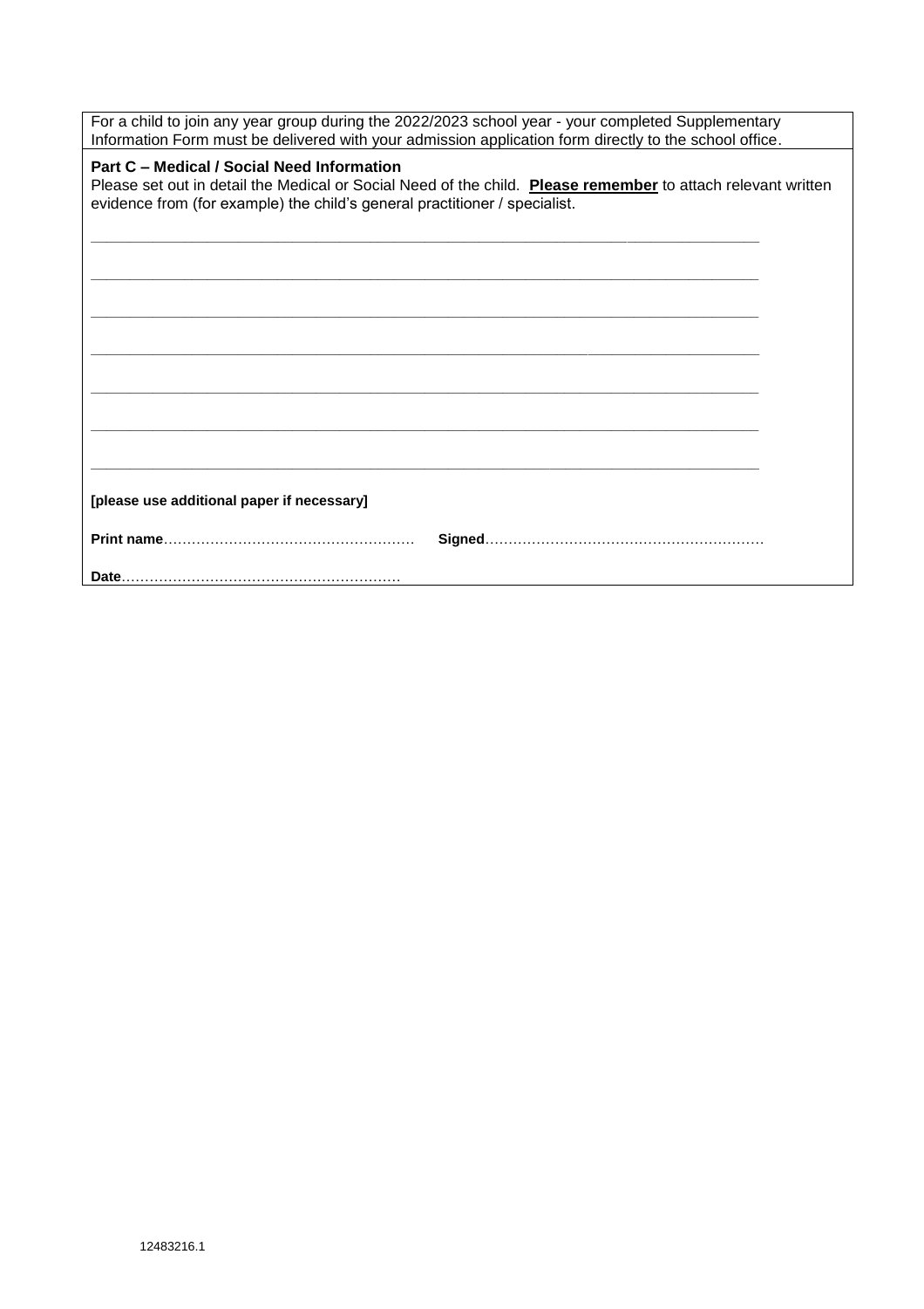For a child to join any year group during the 2022/2023 school year - your completed Supplementary Information Form must be delivered with your admission application form directly to the school office.

**Part C – Medical / Social Need Information**

Please set out in detail the Medical or Social Need of the child. **Please remember** to attach relevant written evidence from (for example) the child's general practitioner / specialist.

\_\_\_\_\_\_\_\_\_\_\_\_\_\_\_\_\_\_\_\_\_\_\_\_\_\_\_\_\_\_\_\_\_\_\_\_\_\_\_\_\_\_\_\_\_\_\_\_\_\_\_\_\_\_\_\_\_\_\_\_\_\_\_\_\_\_\_\_\_\_\_\_\_\_\_\_\_\_

\_\_\_\_\_\_\_\_\_\_\_\_\_\_\_\_\_\_\_\_\_\_\_\_\_\_\_\_\_\_\_\_\_\_\_\_\_\_\_\_\_\_\_\_\_\_\_\_\_\_\_\_\_\_\_\_\_\_\_\_\_\_\_\_\_\_\_\_\_\_\_\_\_\_\_\_\_\_

\_\_\_\_\_\_\_\_\_\_\_\_\_\_\_\_\_\_\_\_\_\_\_\_\_\_\_\_\_\_\_\_\_\_\_\_\_\_\_\_\_\_\_\_\_\_\_\_\_\_\_\_\_\_\_\_\_\_\_\_\_\_\_\_\_\_\_\_\_\_\_\_\_\_\_\_\_\_

\_\_\_\_\_\_\_\_\_\_\_\_\_\_\_\_\_\_\_\_\_\_\_\_\_\_\_\_\_\_\_\_\_\_\_\_\_\_\_\_\_\_\_\_\_\_\_\_\_\_\_\_\_\_\_\_\_\_\_\_\_\_\_\_\_\_\_\_\_\_\_\_\_\_\_\_\_\_

\_\_\_\_\_\_\_\_\_\_\_\_\_\_\_\_\_\_\_\_\_\_\_\_\_\_\_\_\_\_\_\_\_\_\_\_\_\_\_\_\_\_\_\_\_\_\_\_\_\_\_\_\_\_\_\_\_\_\_\_\_\_\_\_\_\_\_\_\_\_\_\_\_\_\_\_\_\_

\_\_\_\_\_\_\_\_\_\_\_\_\_\_\_\_\_\_\_\_\_\_\_\_\_\_\_\_\_\_\_\_\_\_\_\_\_\_\_\_\_\_\_\_\_\_\_\_\_\_\_\_\_\_\_\_\_\_\_\_\_\_\_\_\_\_\_\_\_\_\_\_\_\_\_\_\_\_

\_\_\_\_\_\_\_\_\_\_\_\_\_\_\_\_\_\_\_\_\_\_\_\_\_\_\_\_\_\_\_\_\_\_\_\_\_\_\_\_\_\_\_\_\_\_\_\_\_\_\_\_\_\_\_\_\_\_\_\_\_\_\_\_\_\_\_\_\_\_\_\_\_\_\_\_\_\_

**[please use additional paper if necessary]**

**Print name**……………………………………………… **Signed**……………………………………………………

**Date**……………………………………………………

12483216.1